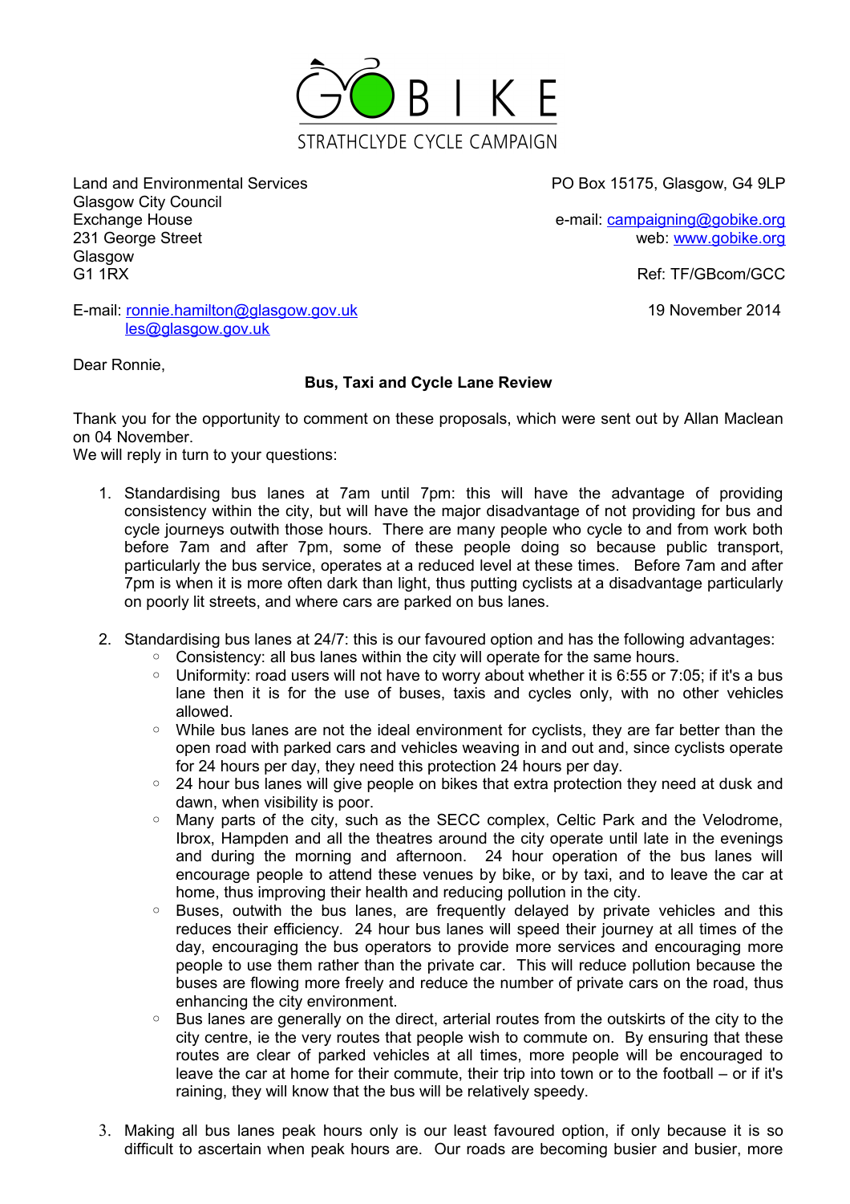GOBIKE
STRATHCLYDE CYCLE CAMPAIGN

Land and Environmental Services
Glasgow City Council
Exchange House
231 George Street
Glasgow
G1 1RX

PO Box 15175, Glasgow, G4 9LP

e-mail: campaigning@gobike.org
web: www.gobike.org

Ref: TF/GBcom/GCC

E-mail: ronnie.hamilton@glasgow.gov.uk
les@glasgow.gov.uk

19 November 2014

Dear Ronnie,

**Bus, Taxi and Cycle Lane Review**

Thank you for the opportunity to comment on these proposals, which were sent out by Allan Maclean on 04 November.
We will reply in turn to your questions:

1. Standardising bus lanes at 7am until 7pm: this will have the advantage of providing consistency within the city, but will have the major disadvantage of not providing for bus and cycle journeys outwith those hours. There are many people who cycle to and from work both before 7am and after 7pm, some of these people doing so because public transport, particularly the bus service, operates at a reduced level at these times. Before 7am and after 7pm is when it is more often dark than light, thus putting cyclists at a disadvantage particularly on poorly lit streets, and where cars are parked on bus lanes.

2. Standardising bus lanes at 24/7: this is our favoured option and has the following advantages:
   - Consistency: all bus lanes within the city will operate for the same hours.
   - Uniformity: road users will not have to worry about whether it is 6:55 or 7:05; if it's a bus lane then it is for the use of buses, taxis and cycles only, with no other vehicles allowed.
   - While bus lanes are not the ideal environment for cyclists, they are far better than the open road with parked cars and vehicles weaving in and out and, since cyclists operate for 24 hours per day, they need this protection 24 hours per day.
   - 24 hour bus lanes will give people on bikes that extra protection they need at dusk and dawn, when visibility is poor.
   - Many parts of the city, such as the SECC complex, Celtic Park and the Velodrome, Ibrox, Hampden and all the theatres around the city operate until late in the evenings and during the morning and afternoon. 24 hour operation of the bus lanes will encourage people to attend these venues by bike, or by taxi, and to leave the car at home, thus improving their health and reducing pollution in the city.
   - Buses, outwith the bus lanes, are frequently delayed by private vehicles and this reduces their efficiency. 24 hour bus lanes will speed their journey at all times of the day, encouraging the bus operators to provide more services and encouraging more people to use them rather than the private car. This will reduce pollution because the buses are flowing more freely and reduce the number of private cars on the road, thus enhancing the city environment.
   - Bus lanes are generally on the direct, arterial routes from the outskirts of the city to the city centre, ie the very routes that people wish to commute on. By ensuring that these routes are clear of parked vehicles at all times, more people will be encouraged to leave the car at home for their commute, their trip into town or to the football – or if it's raining, they will know that the bus will be relatively speedy.

3. Making all bus lanes peak hours only is our least favoured option, if only because it is so difficult to ascertain when peak hours are. Our roads are becoming busier and busier, more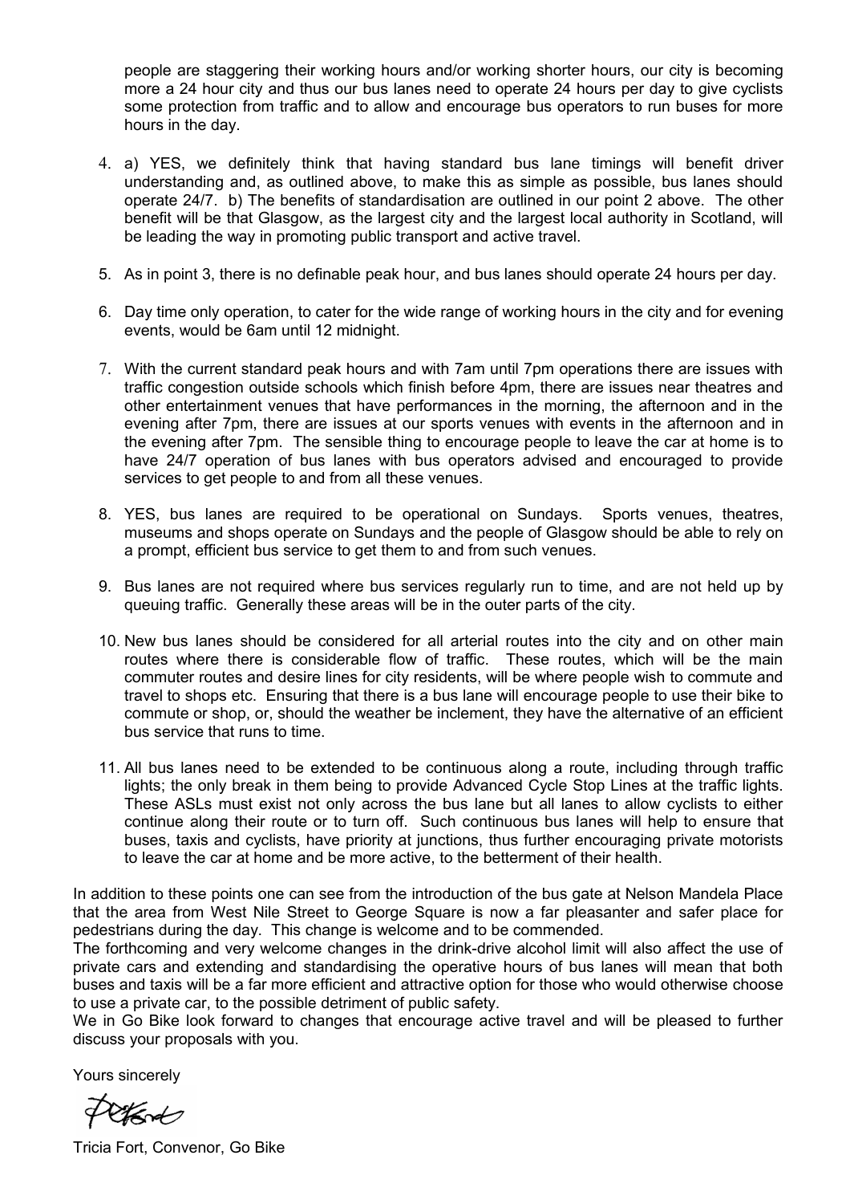people are staggering their working hours and/or working shorter hours, our city is becoming more a 24 hour city and thus our bus lanes need to operate 24 hours per day to give cyclists some protection from traffic and to allow and encourage bus operators to run buses for more hours in the day.

4. a) YES, we definitely think that having standard bus lane timings will benefit driver understanding and, as outlined above, to make this as simple as possible, bus lanes should operate 24/7. b) The benefits of standardisation are outlined in our point 2 above. The other benefit will be that Glasgow, as the largest city and the largest local authority in Scotland, will be leading the way in promoting public transport and active travel.

5. As in point 3, there is no definable peak hour, and bus lanes should operate 24 hours per day.

6. Day time only operation, to cater for the wide range of working hours in the city and for evening events, would be 6am until 12 midnight.

7. With the current standard peak hours and with 7am until 7pm operations there are issues with traffic congestion outside schools which finish before 4pm, there are issues near theatres and other entertainment venues that have performances in the morning, the afternoon and in the evening after 7pm, there are issues at our sports venues with events in the afternoon and in the evening after 7pm. The sensible thing to encourage people to leave the car at home is to have 24/7 operation of bus lanes with bus operators advised and encouraged to provide services to get people to and from all these venues.

8. YES, bus lanes are required to be operational on Sundays. Sports venues, theatres, museums and shops operate on Sundays and the people of Glasgow should be able to rely on a prompt, efficient bus service to get them to and from such venues.

9. Bus lanes are not required where bus services regularly run to time, and are not held up by queuing traffic. Generally these areas will be in the outer parts of the city.

10. New bus lanes should be considered for all arterial routes into the city and on other main routes where there is considerable flow of traffic. These routes, which will be the main commuter routes and desire lines for city residents, will be where people wish to commute and travel to shops etc. Ensuring that there is a bus lane will encourage people to use their bike to commute or shop, or, should the weather be inclement, they have the alternative of an efficient bus service that runs to time.

11. All bus lanes need to be extended to be continuous along a route, including through traffic lights; the only break in them being to provide Advanced Cycle Stop Lines at the traffic lights. These ASLs must exist not only across the bus lane but all lanes to allow cyclists to either continue along their route or to turn off. Such continuous bus lanes will help to ensure that buses, taxis and cyclists, have priority at junctions, thus further encouraging private motorists to leave the car at home and be more active, to the betterment of their health.

In addition to these points one can see from the introduction of the bus gate at Nelson Mandela Place that the area from West Nile Street to George Square is now a far pleasanter and safer place for pedestrians during the day. This change is welcome and to be commended.

The forthcoming and very welcome changes in the drink-drive alcohol limit will also affect the use of private cars and extending and standardising the operative hours of bus lanes will mean that both buses and taxis will be a far more efficient and attractive option for those who would otherwise choose to use a private car, to the possible detriment of public safety.

We in Go Bike look forward to changes that encourage active travel and will be pleased to further discuss your proposals with you.

Yours sincerely

Tricia Fort, Convenor, Go Bike